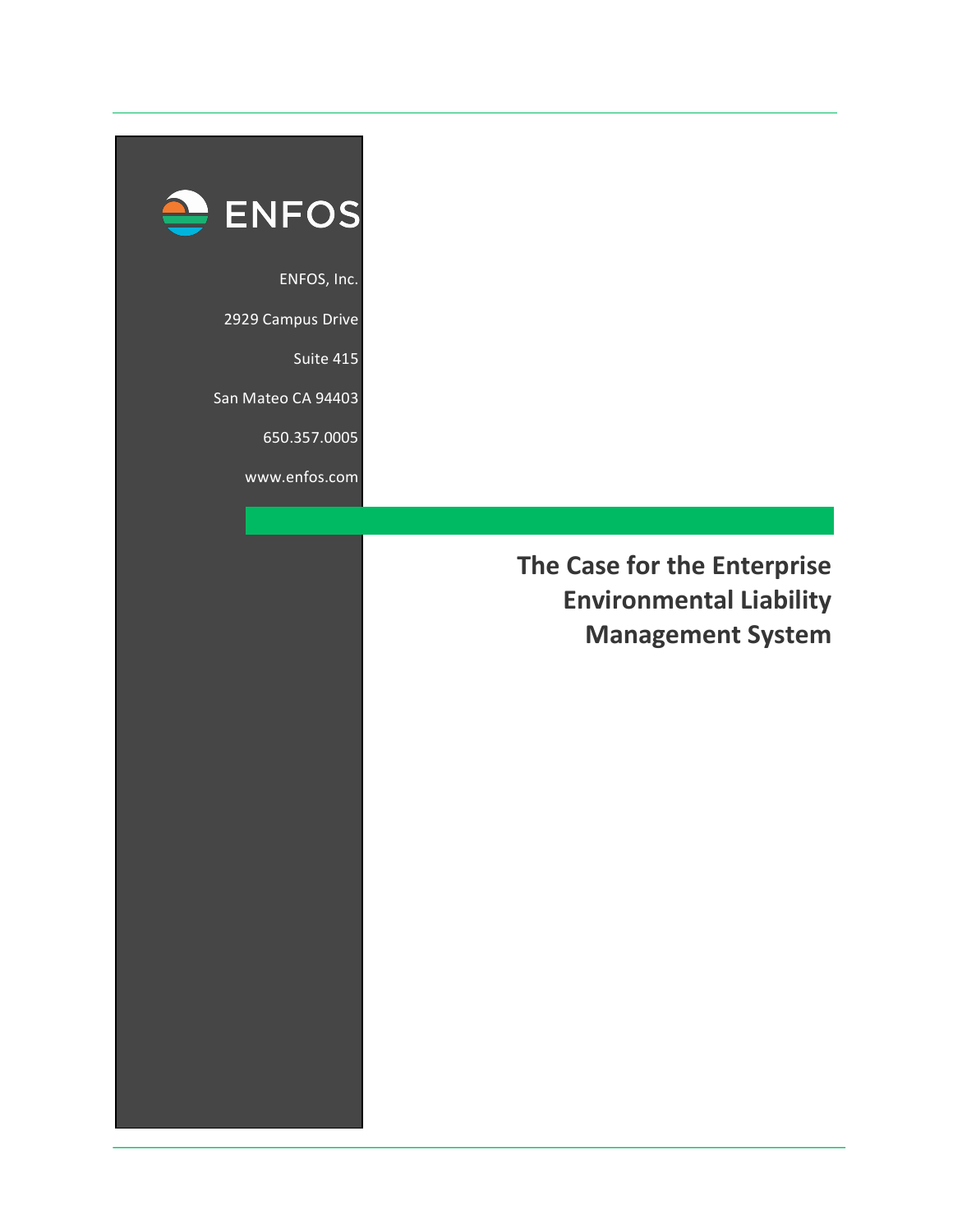ENFOS

ENFOS, Inc.

2929 Campus Drive

Suite 415

San Mateo CA 94403

650.357.0005

www.enfos.com

# The Case for the Enterprise Environmental Liability Management System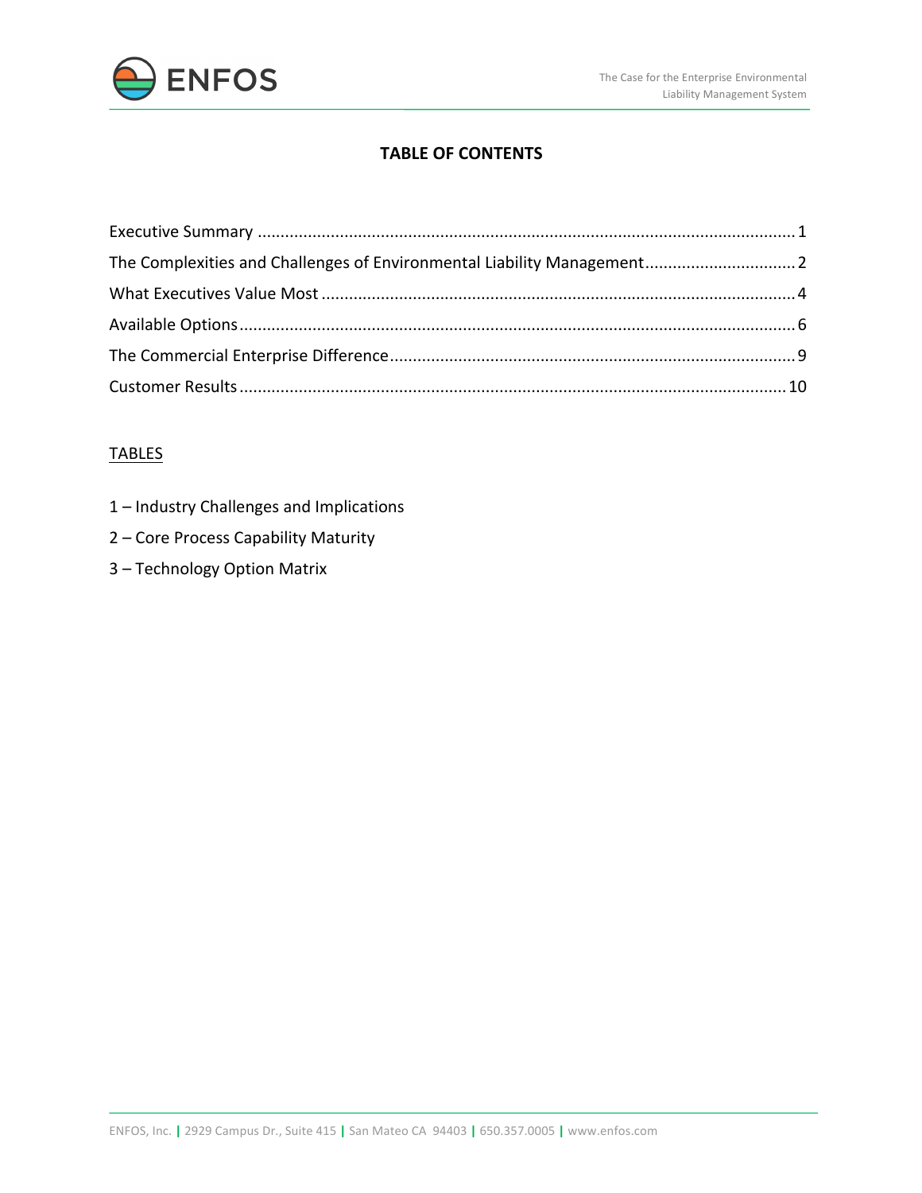# TABLE OF CONTENTS

Executive Summary .................................................................................................................... 1

The Complexities and Challenges of Environmental Liability Management ................................. 2

What Executives Value Most ...................................................................................................... 4

Available Options ........................................................................................................................ 6

The Commercial Enterprise Difference ....................................................................................... 9

Customer Results ...................................................................................................................... 10

TABLES

1 – Industry Challenges and Implications

2 – Core Process Capability Maturity

3 – Technology Option Matrix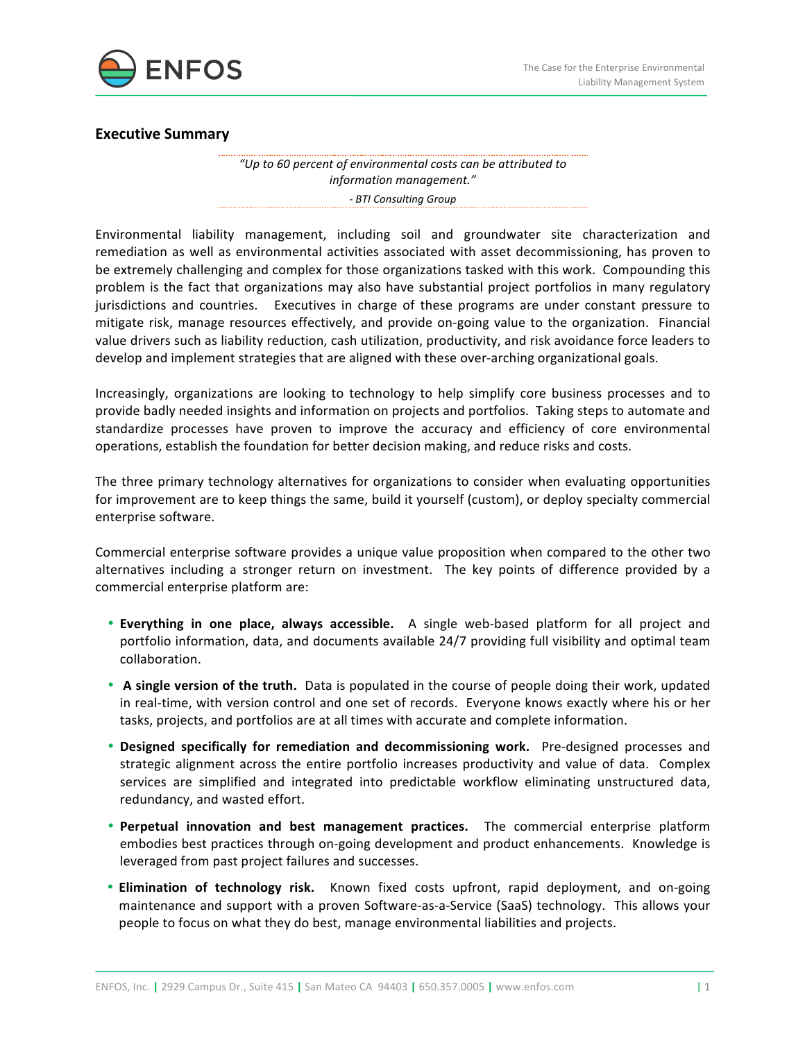## Executive Summary

> *"Up to 60 percent of environmental costs can be attributed to information management."*
>
> *- BTI Consulting Group*

Environmental liability management, including soil and groundwater site characterization and remediation as well as environmental activities associated with asset decommissioning, has proven to be extremely challenging and complex for those organizations tasked with this work. Compounding this problem is the fact that organizations may also have substantial project portfolios in many regulatory jurisdictions and countries. Executives in charge of these programs are under constant pressure to mitigate risk, manage resources effectively, and provide on-going value to the organization. Financial value drivers such as liability reduction, cash utilization, productivity, and risk avoidance force leaders to develop and implement strategies that are aligned with these over-arching organizational goals.

Increasingly, organizations are looking to technology to help simplify core business processes and to provide badly needed insights and information on projects and portfolios. Taking steps to automate and standardize processes have proven to improve the accuracy and efficiency of core environmental operations, establish the foundation for better decision making, and reduce risks and costs.

The three primary technology alternatives for organizations to consider when evaluating opportunities for improvement are to keep things the same, build it yourself (custom), or deploy specialty commercial enterprise software.

Commercial enterprise software provides a unique value proposition when compared to the other two alternatives including a stronger return on investment. The key points of difference provided by a commercial enterprise platform are:

- **Everything in one place, always accessible.** A single web-based platform for all project and portfolio information, data, and documents available 24/7 providing full visibility and optimal team collaboration.
- **A single version of the truth.** Data is populated in the course of people doing their work, updated in real-time, with version control and one set of records. Everyone knows exactly where his or her tasks, projects, and portfolios are at all times with accurate and complete information.
- **Designed specifically for remediation and decommissioning work.** Pre-designed processes and strategic alignment across the entire portfolio increases productivity and value of data. Complex services are simplified and integrated into predictable workflow eliminating unstructured data, redundancy, and wasted effort.
- **Perpetual innovation and best management practices.** The commercial enterprise platform embodies best practices through on-going development and product enhancements. Knowledge is leveraged from past project failures and successes.
- **Elimination of technology risk.** Known fixed costs upfront, rapid deployment, and on-going maintenance and support with a proven Software-as-a-Service (SaaS) technology. This allows your people to focus on what they do best, manage environmental liabilities and projects.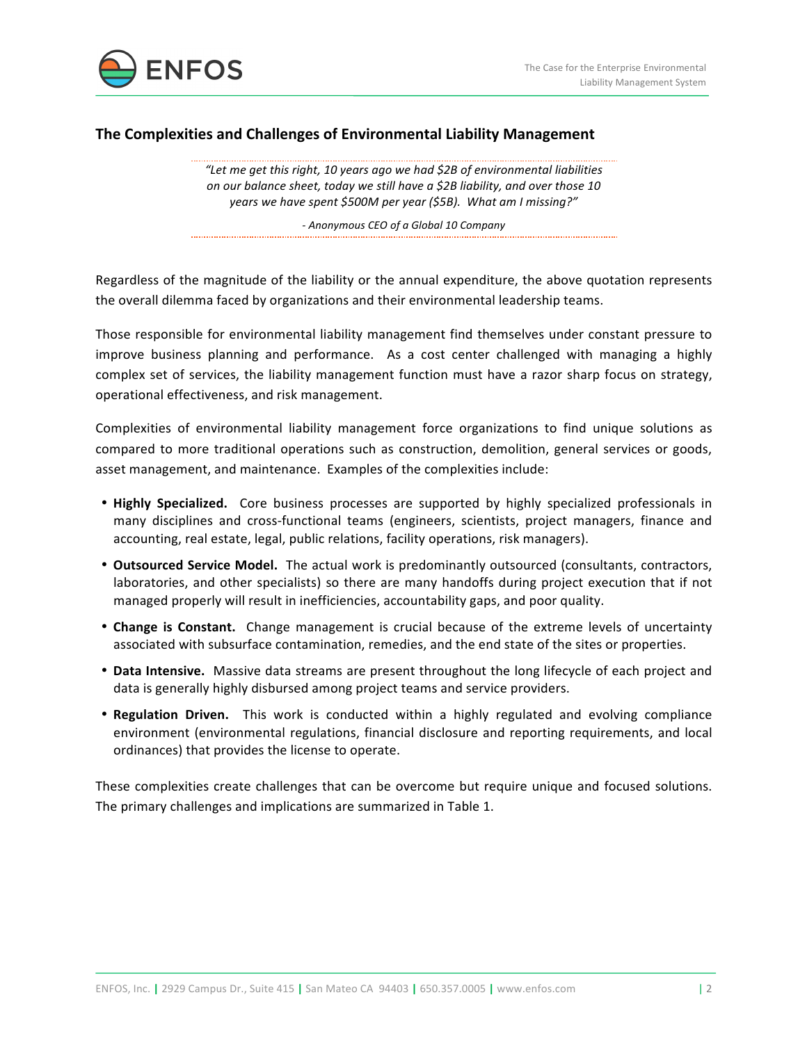## The Complexities and Challenges of Environmental Liability Management

> *"Let me get this right, 10 years ago we had $2B of environmental liabilities on our balance sheet, today we still have a $2B liability, and over those 10 years we have spent $500M per year ($5B). What am I missing?"*
>
> *- Anonymous CEO of a Global 10 Company*

Regardless of the magnitude of the liability or the annual expenditure, the above quotation represents the overall dilemma faced by organizations and their environmental leadership teams.

Those responsible for environmental liability management find themselves under constant pressure to improve business planning and performance. As a cost center challenged with managing a highly complex set of services, the liability management function must have a razor sharp focus on strategy, operational effectiveness, and risk management.

Complexities of environmental liability management force organizations to find unique solutions as compared to more traditional operations such as construction, demolition, general services or goods, asset management, and maintenance. Examples of the complexities include:

- **Highly Specialized.** Core business processes are supported by highly specialized professionals in many disciplines and cross-functional teams (engineers, scientists, project managers, finance and accounting, real estate, legal, public relations, facility operations, risk managers).
- **Outsourced Service Model.** The actual work is predominantly outsourced (consultants, contractors, laboratories, and other specialists) so there are many handoffs during project execution that if not managed properly will result in inefficiencies, accountability gaps, and poor quality.
- **Change is Constant.** Change management is crucial because of the extreme levels of uncertainty associated with subsurface contamination, remedies, and the end state of the sites or properties.
- **Data Intensive.** Massive data streams are present throughout the long lifecycle of each project and data is generally highly disbursed among project teams and service providers.
- **Regulation Driven.** This work is conducted within a highly regulated and evolving compliance environment (environmental regulations, financial disclosure and reporting requirements, and local ordinances) that provides the license to operate.

These complexities create challenges that can be overcome but require unique and focused solutions. The primary challenges and implications are summarized in Table 1.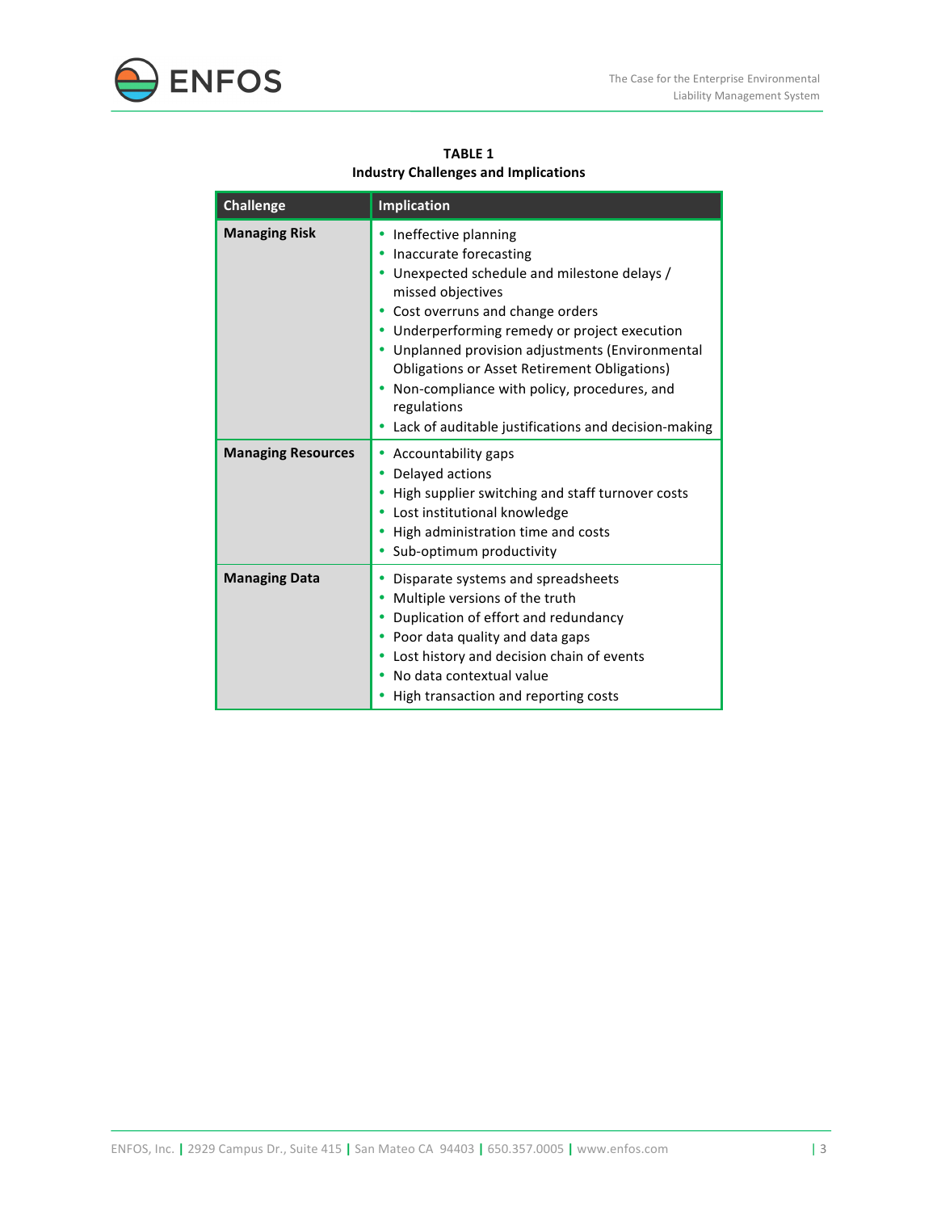**TABLE 1**
**Industry Challenges and Implications**

| Challenge | Implication |
|---|---|
| **Managing Risk** | • Ineffective planning<br>• Inaccurate forecasting<br>• Unexpected schedule and milestone delays / missed objectives<br>• Cost overruns and change orders<br>• Underperforming remedy or project execution<br>• Unplanned provision adjustments (Environmental Obligations or Asset Retirement Obligations)<br>• Non-compliance with policy, procedures, and regulations<br>• Lack of auditable justifications and decision-making |
| **Managing Resources** | • Accountability gaps<br>• Delayed actions<br>• High supplier switching and staff turnover costs<br>• Lost institutional knowledge<br>• High administration time and costs<br>• Sub-optimum productivity |
| **Managing Data** | • Disparate systems and spreadsheets<br>• Multiple versions of the truth<br>• Duplication of effort and redundancy<br>• Poor data quality and data gaps<br>• Lost history and decision chain of events<br>• No data contextual value<br>• High transaction and reporting costs |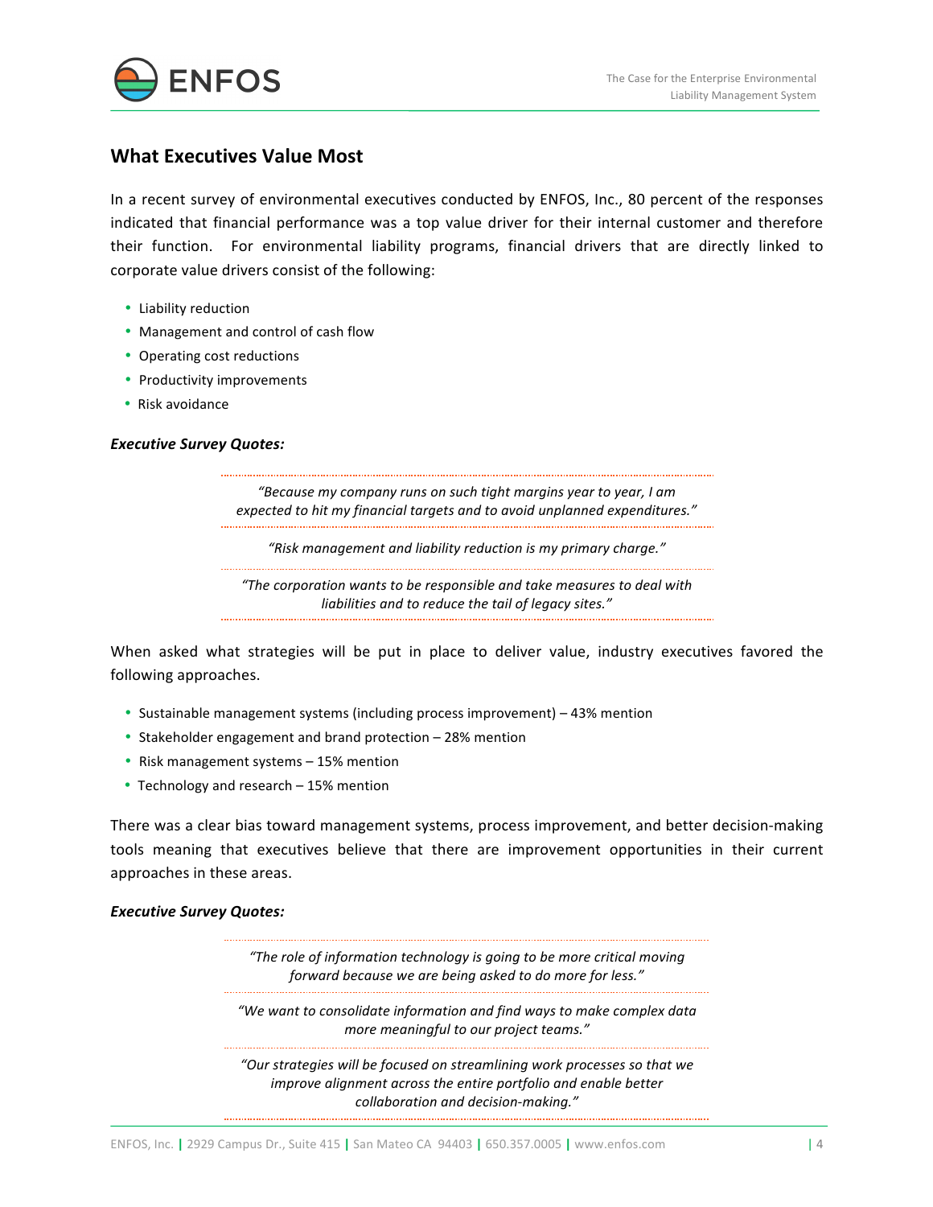## What Executives Value Most

In a recent survey of environmental executives conducted by ENFOS, Inc., 80 percent of the responses indicated that financial performance was a top value driver for their internal customer and therefore their function. For environmental liability programs, financial drivers that are directly linked to corporate value drivers consist of the following:

- Liability reduction
- Management and control of cash flow
- Operating cost reductions
- Productivity improvements
- Risk avoidance

***Executive Survey Quotes:***

> *"Because my company runs on such tight margins year to year, I am expected to hit my financial targets and to avoid unplanned expenditures."*

> *"Risk management and liability reduction is my primary charge."*

> *"The corporation wants to be responsible and take measures to deal with liabilities and to reduce the tail of legacy sites."*

When asked what strategies will be put in place to deliver value, industry executives favored the following approaches.

- Sustainable management systems (including process improvement) – 43% mention
- Stakeholder engagement and brand protection – 28% mention
- Risk management systems – 15% mention
- Technology and research – 15% mention

There was a clear bias toward management systems, process improvement, and better decision-making tools meaning that executives believe that there are improvement opportunities in their current approaches in these areas.

***Executive Survey Quotes:***

> *"The role of information technology is going to be more critical moving forward because we are being asked to do more for less."*

> *"We want to consolidate information and find ways to make complex data more meaningful to our project teams."*

> *"Our strategies will be focused on streamlining work processes so that we improve alignment across the entire portfolio and enable better collaboration and decision-making."*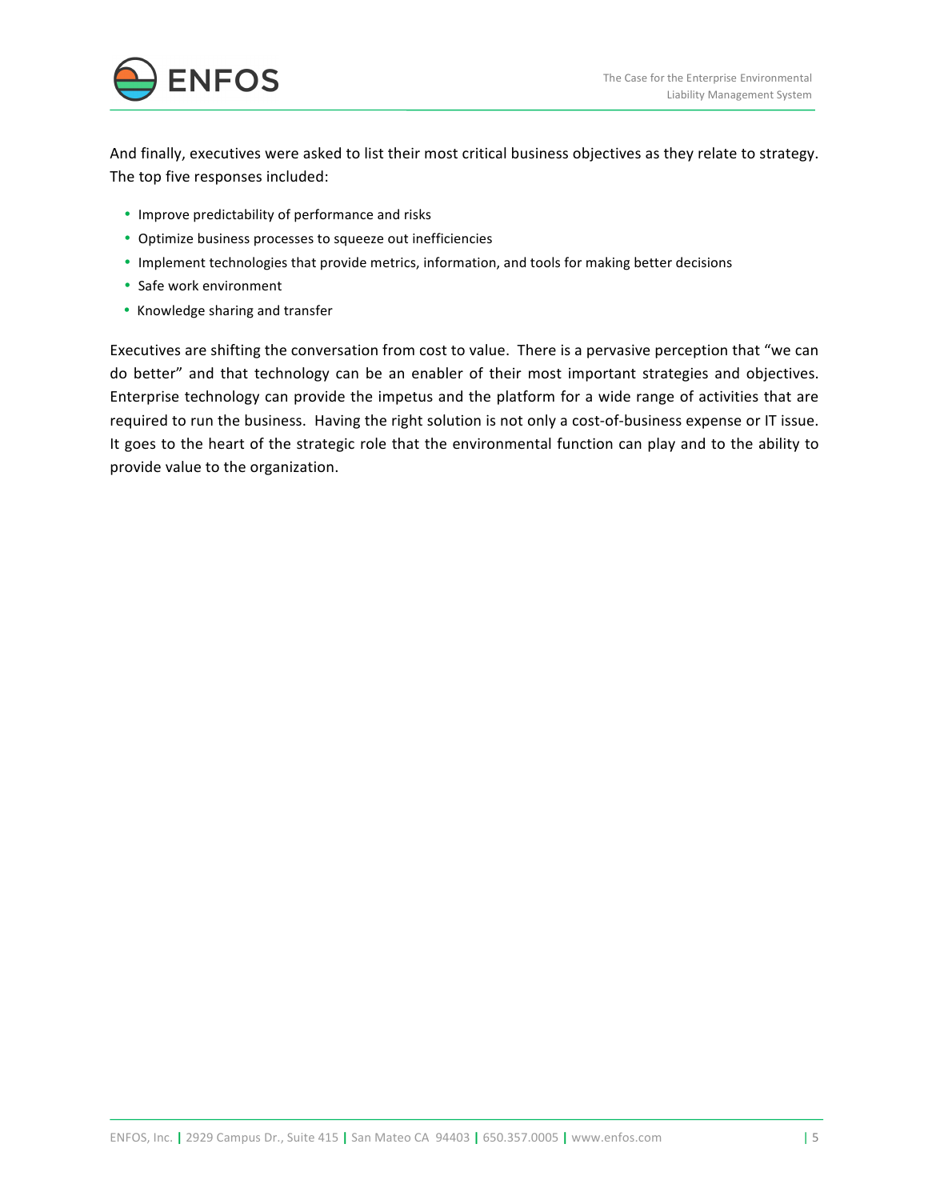And finally, executives were asked to list their most critical business objectives as they relate to strategy. The top five responses included:

- Improve predictability of performance and risks
- Optimize business processes to squeeze out inefficiencies
- Implement technologies that provide metrics, information, and tools for making better decisions
- Safe work environment
- Knowledge sharing and transfer

Executives are shifting the conversation from cost to value. There is a pervasive perception that "we can do better" and that technology can be an enabler of their most important strategies and objectives. Enterprise technology can provide the impetus and the platform for a wide range of activities that are required to run the business. Having the right solution is not only a cost-of-business expense or IT issue. It goes to the heart of the strategic role that the environmental function can play and to the ability to provide value to the organization.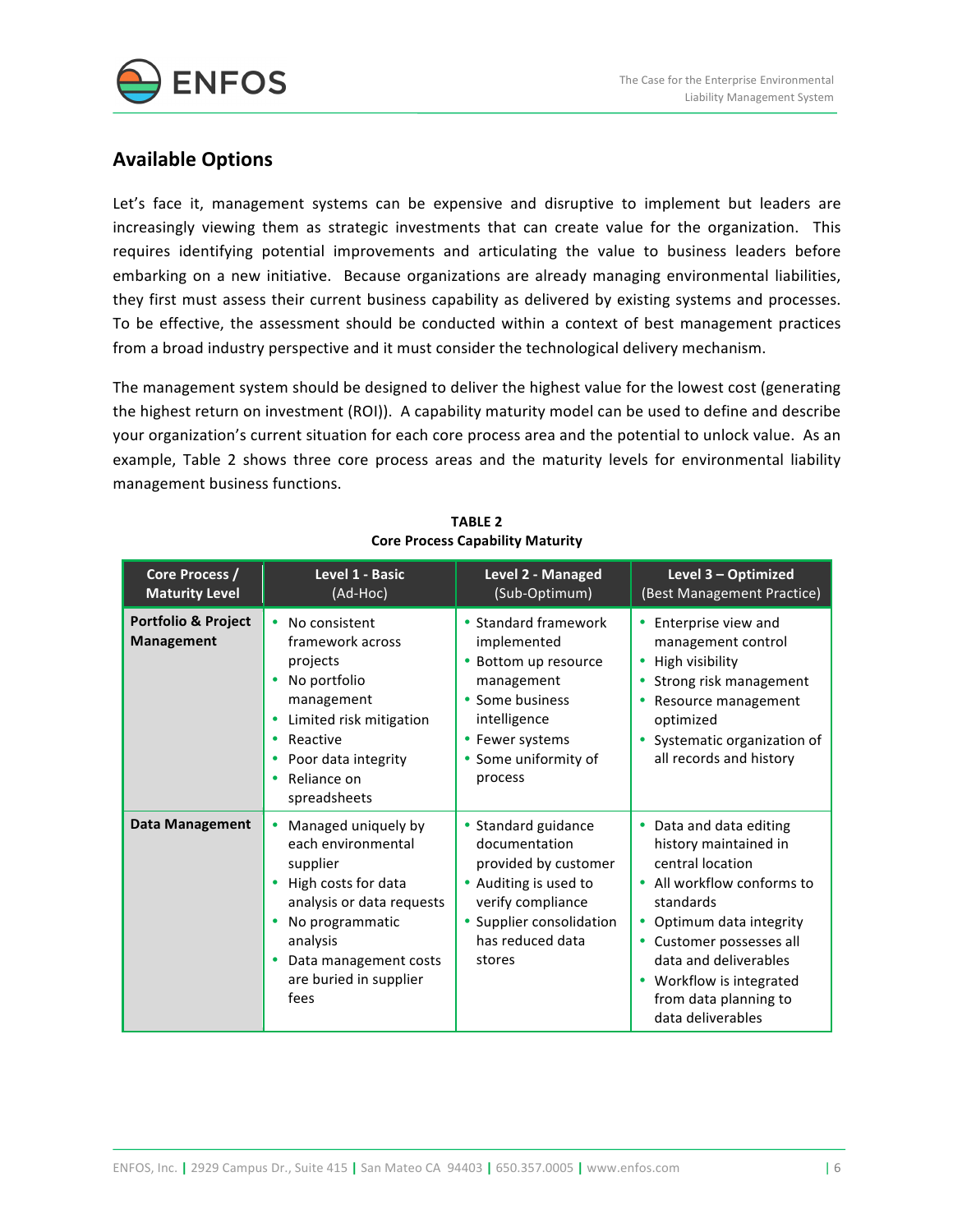## Available Options

Let's face it, management systems can be expensive and disruptive to implement but leaders are increasingly viewing them as strategic investments that can create value for the organization. This requires identifying potential improvements and articulating the value to business leaders before embarking on a new initiative. Because organizations are already managing environmental liabilities, they first must assess their current business capability as delivered by existing systems and processes. To be effective, the assessment should be conducted within a context of best management practices from a broad industry perspective and it must consider the technological delivery mechanism.

The management system should be designed to deliver the highest value for the lowest cost (generating the highest return on investment (ROI)). A capability maturity model can be used to define and describe your organization's current situation for each core process area and the potential to unlock value. As an example, Table 2 shows three core process areas and the maturity levels for environmental liability management business functions.

**TABLE 2**
**Core Process Capability Maturity**

| Core Process / Maturity Level | Level 1 - Basic (Ad-Hoc) | Level 2 - Managed (Sub-Optimum) | Level 3 – Optimized (Best Management Practice) |
|---|---|---|---|
| **Portfolio & Project Management** | • No consistent framework across projects<br>• No portfolio management<br>• Limited risk mitigation<br>• Reactive<br>• Poor data integrity<br>• Reliance on spreadsheets | • Standard framework implemented<br>• Bottom up resource management<br>• Some business intelligence<br>• Fewer systems<br>• Some uniformity of process | • Enterprise view and management control<br>• High visibility<br>• Strong risk management<br>• Resource management optimized<br>• Systematic organization of all records and history |
| **Data Management** | • Managed uniquely by each environmental supplier<br>• High costs for data analysis or data requests<br>• No programmatic analysis<br>• Data management costs are buried in supplier fees | • Standard guidance documentation provided by customer<br>• Auditing is used to verify compliance<br>• Supplier consolidation has reduced data stores | • Data and data editing history maintained in central location<br>• All workflow conforms to standards<br>• Optimum data integrity<br>• Customer possesses all data and deliverables<br>• Workflow is integrated from data planning to data deliverables |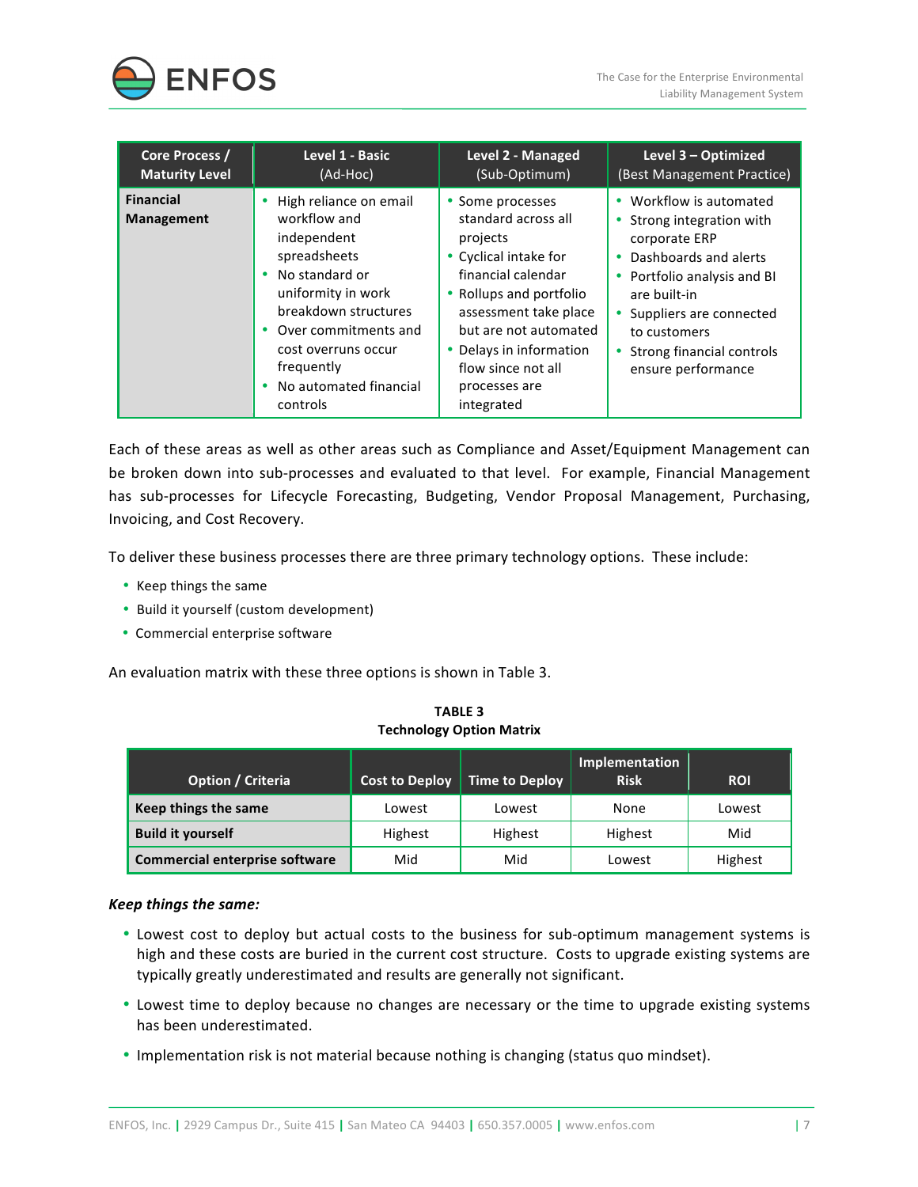| Core Process / Maturity Level | Level 1 - Basic (Ad-Hoc) | Level 2 - Managed (Sub-Optimum) | Level 3 – Optimized (Best Management Practice) |
|---|---|---|---|
| **Financial Management** | • High reliance on email workflow and independent spreadsheets<br>• No standard or uniformity in work breakdown structures<br>• Over commitments and cost overruns occur frequently<br>• No automated financial controls | • Some processes standard across all projects<br>• Cyclical intake for financial calendar<br>• Rollups and portfolio assessment take place but are not automated<br>• Delays in information flow since not all processes are integrated | • Workflow is automated<br>• Strong integration with corporate ERP<br>• Dashboards and alerts<br>• Portfolio analysis and BI are built-in<br>• Suppliers are connected to customers<br>• Strong financial controls ensure performance |

Each of these areas as well as other areas such as Compliance and Asset/Equipment Management can be broken down into sub-processes and evaluated to that level. For example, Financial Management has sub-processes for Lifecycle Forecasting, Budgeting, Vendor Proposal Management, Purchasing, Invoicing, and Cost Recovery.

To deliver these business processes there are three primary technology options. These include:

- Keep things the same
- Build it yourself (custom development)
- Commercial enterprise software

An evaluation matrix with these three options is shown in Table 3.

**TABLE 3**
**Technology Option Matrix**

| Option / Criteria | Cost to Deploy | Time to Deploy | Implementation Risk | ROI |
|---|---|---|---|---|
| **Keep things the same** | Lowest | Lowest | None | Lowest |
| **Build it yourself** | Highest | Highest | Highest | Mid |
| **Commercial enterprise software** | Mid | Mid | Lowest | Highest |

***Keep things the same:***

- Lowest cost to deploy but actual costs to the business for sub-optimum management systems is high and these costs are buried in the current cost structure. Costs to upgrade existing systems are typically greatly underestimated and results are generally not significant.
- Lowest time to deploy because no changes are necessary or the time to upgrade existing systems has been underestimated.
- Implementation risk is not material because nothing is changing (status quo mindset).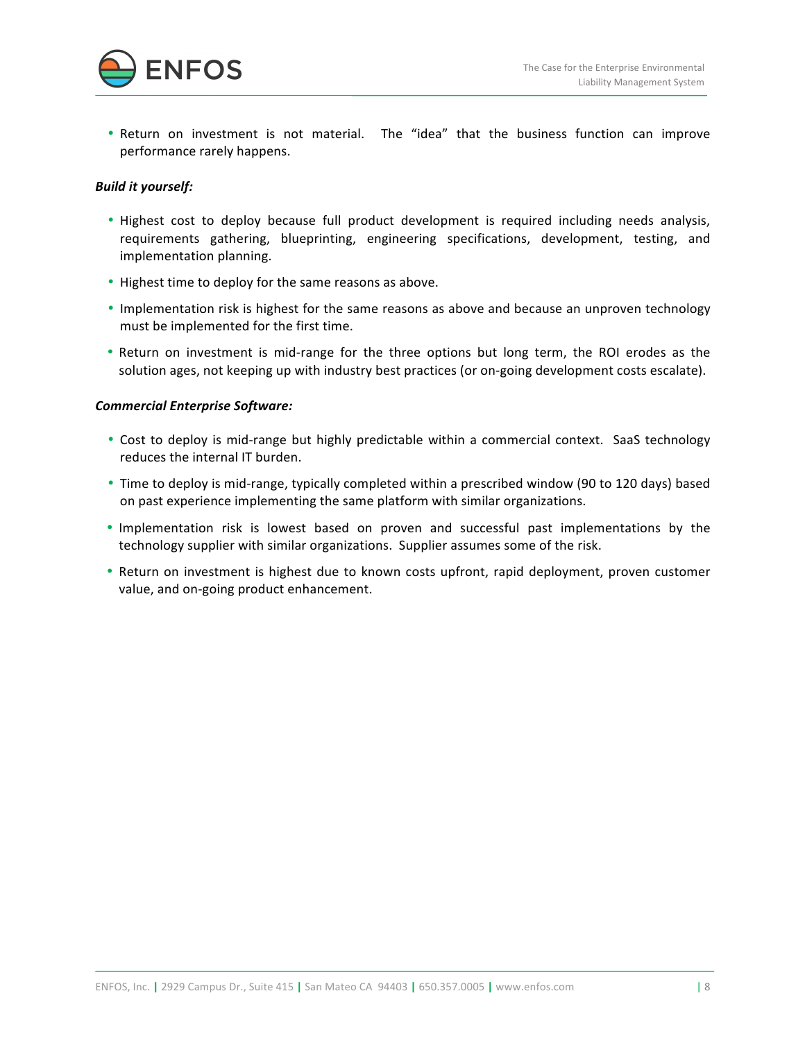- Return on investment is not material. The “idea” that the business function can improve performance rarely happens.

***Build it yourself:***

- Highest cost to deploy because full product development is required including needs analysis, requirements gathering, blueprinting, engineering specifications, development, testing, and implementation planning.
- Highest time to deploy for the same reasons as above.
- Implementation risk is highest for the same reasons as above and because an unproven technology must be implemented for the first time.
- Return on investment is mid-range for the three options but long term, the ROI erodes as the solution ages, not keeping up with industry best practices (or on-going development costs escalate).

***Commercial Enterprise Software:***

- Cost to deploy is mid-range but highly predictable within a commercial context. SaaS technology reduces the internal IT burden.
- Time to deploy is mid-range, typically completed within a prescribed window (90 to 120 days) based on past experience implementing the same platform with similar organizations.
- Implementation risk is lowest based on proven and successful past implementations by the technology supplier with similar organizations. Supplier assumes some of the risk.
- Return on investment is highest due to known costs upfront, rapid deployment, proven customer value, and on-going product enhancement.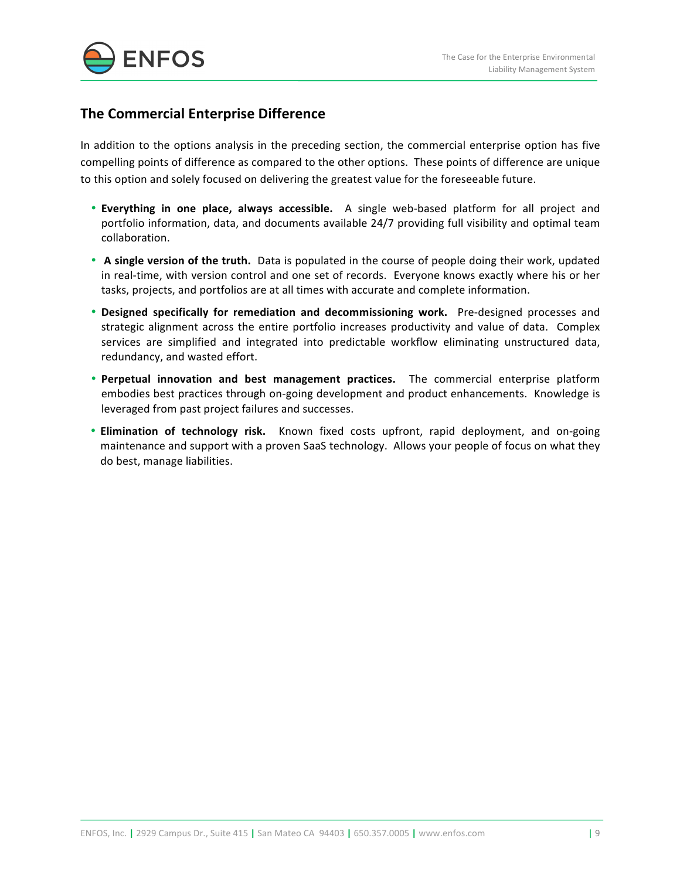## The Commercial Enterprise Difference

In addition to the options analysis in the preceding section, the commercial enterprise option has five compelling points of difference as compared to the other options. These points of difference are unique to this option and solely focused on delivering the greatest value for the foreseeable future.

- **Everything in one place, always accessible.** A single web-based platform for all project and portfolio information, data, and documents available 24/7 providing full visibility and optimal team collaboration.
- **A single version of the truth.** Data is populated in the course of people doing their work, updated in real-time, with version control and one set of records. Everyone knows exactly where his or her tasks, projects, and portfolios are at all times with accurate and complete information.
- **Designed specifically for remediation and decommissioning work.** Pre-designed processes and strategic alignment across the entire portfolio increases productivity and value of data. Complex services are simplified and integrated into predictable workflow eliminating unstructured data, redundancy, and wasted effort.
- **Perpetual innovation and best management practices.** The commercial enterprise platform embodies best practices through on-going development and product enhancements. Knowledge is leveraged from past project failures and successes.
- **Elimination of technology risk.** Known fixed costs upfront, rapid deployment, and on-going maintenance and support with a proven SaaS technology. Allows your people of focus on what they do best, manage liabilities.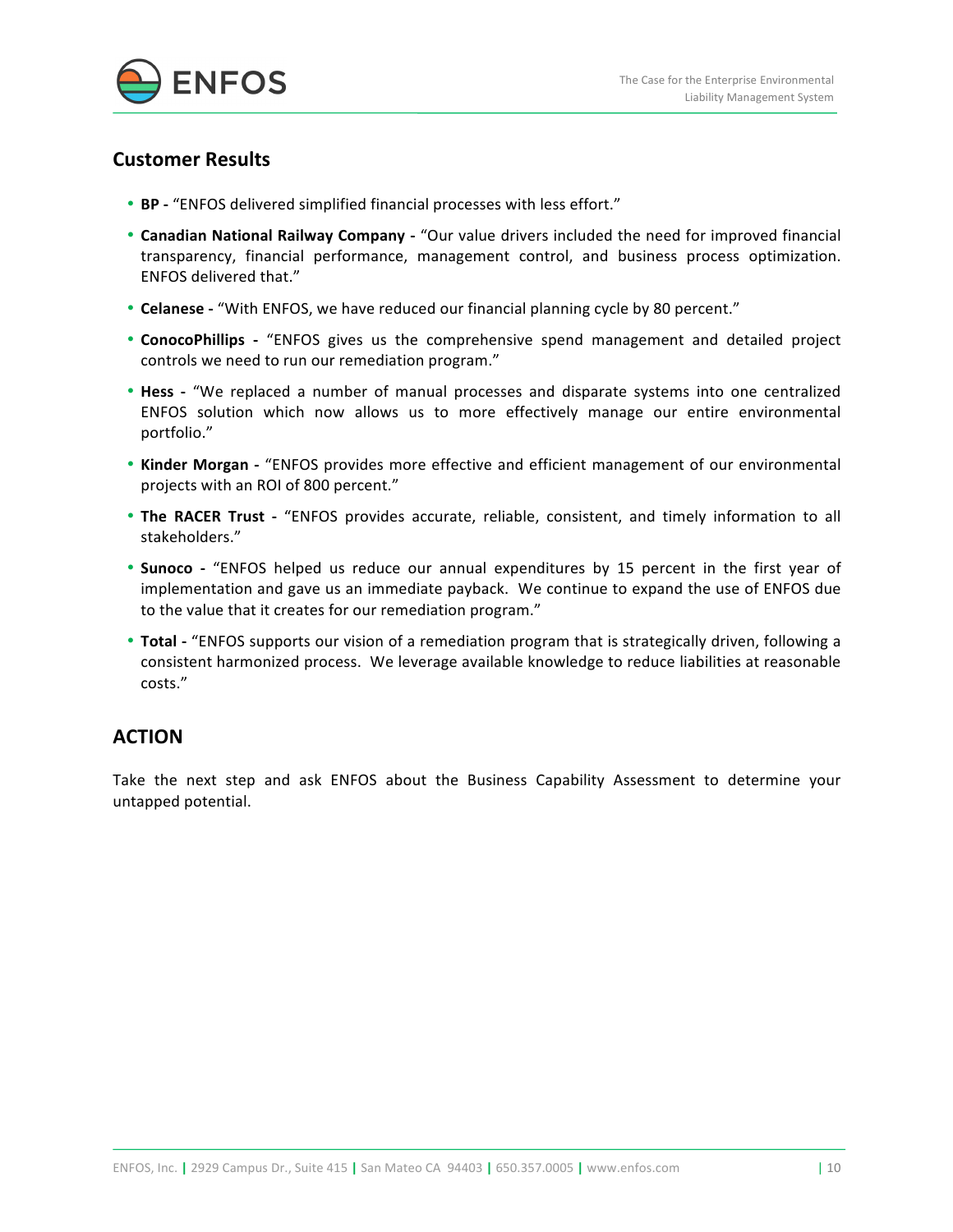## Customer Results

- **BP -** "ENFOS delivered simplified financial processes with less effort."
- **Canadian National Railway Company -** "Our value drivers included the need for improved financial transparency, financial performance, management control, and business process optimization. ENFOS delivered that."
- **Celanese -** "With ENFOS, we have reduced our financial planning cycle by 80 percent."
- **ConocoPhillips -** "ENFOS gives us the comprehensive spend management and detailed project controls we need to run our remediation program."
- **Hess -** "We replaced a number of manual processes and disparate systems into one centralized ENFOS solution which now allows us to more effectively manage our entire environmental portfolio."
- **Kinder Morgan -** "ENFOS provides more effective and efficient management of our environmental projects with an ROI of 800 percent."
- **The RACER Trust -** "ENFOS provides accurate, reliable, consistent, and timely information to all stakeholders."
- **Sunoco -** "ENFOS helped us reduce our annual expenditures by 15 percent in the first year of implementation and gave us an immediate payback. We continue to expand the use of ENFOS due to the value that it creates for our remediation program."
- **Total -** "ENFOS supports our vision of a remediation program that is strategically driven, following a consistent harmonized process. We leverage available knowledge to reduce liabilities at reasonable costs."

## ACTION

Take the next step and ask ENFOS about the Business Capability Assessment to determine your untapped potential.